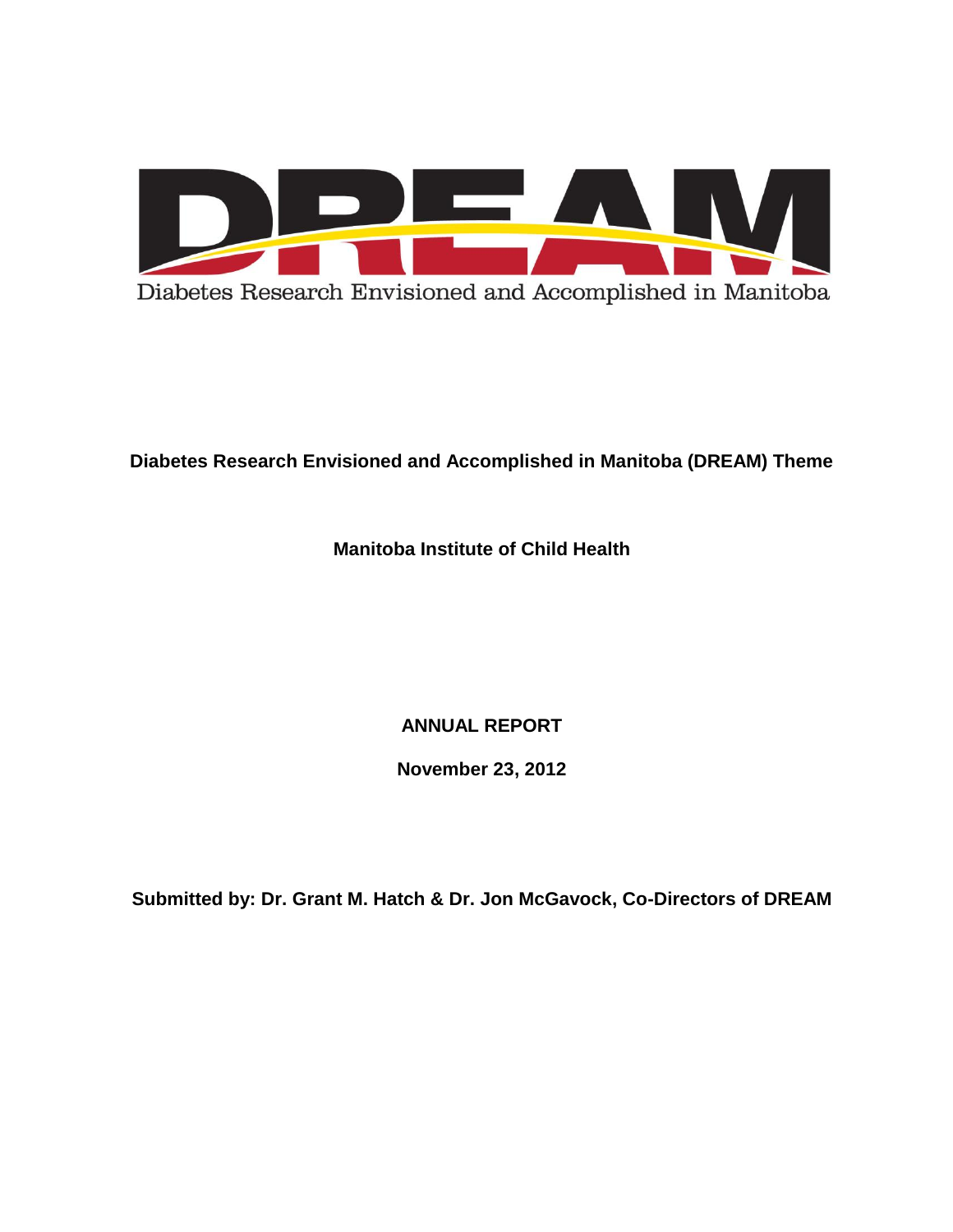# DREAM

Diabetes Research Envisioned and Accomplished in Manitoba

**Diabetes Research Envisioned and Accomplished in Manitoba (DREAM) Theme**

**Manitoba Institute of Child Health**

**ANNUAL REPORT**

**November 23, 2012**

**Submitted by: Dr. Grant M. Hatch & Dr. Jon McGavock, Co-Directors of DREAM**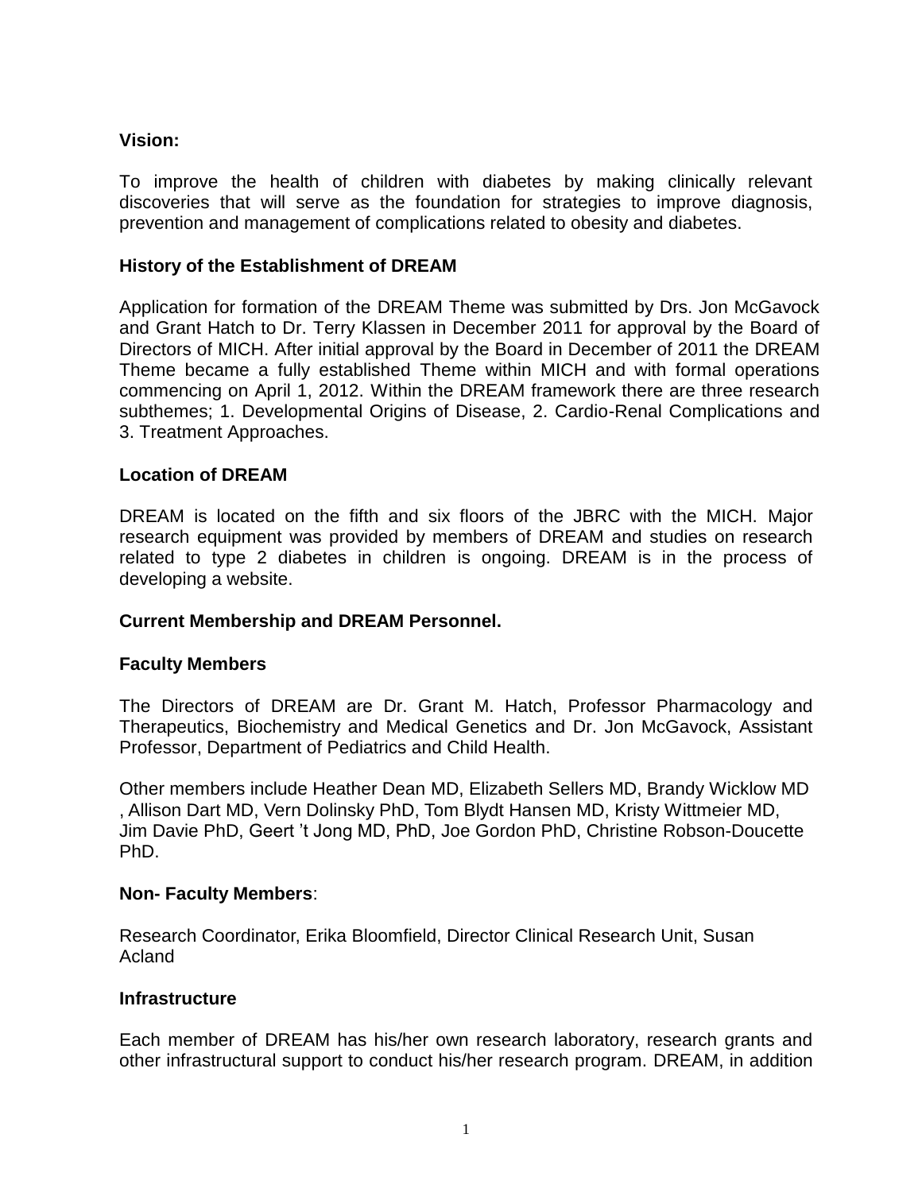**Vision:**

To improve the health of children with diabetes by making clinically relevant discoveries that will serve as the foundation for strategies to improve diagnosis, prevention and management of complications related to obesity and diabetes.

**History of the Establishment of DREAM**

Application for formation of the DREAM Theme was submitted by Drs. Jon McGavock and Grant Hatch to Dr. Terry Klassen in December 2011 for approval by the Board of Directors of MICH. After initial approval by the Board in December of 2011 the DREAM Theme became a fully established Theme within MICH and with formal operations commencing on April 1, 2012. Within the DREAM framework there are three research subthemes; 1. Developmental Origins of Disease, 2. Cardio-Renal Complications and 3. Treatment Approaches.

**Location of DREAM**

DREAM is located on the fifth and six floors of the JBRC with the MICH. Major research equipment was provided by members of DREAM and studies on research related to type 2 diabetes in children is ongoing. DREAM is in the process of developing a website.

**Current Membership and DREAM Personnel.**

**Faculty Members**

The Directors of DREAM are Dr. Grant M. Hatch, Professor Pharmacology and Therapeutics, Biochemistry and Medical Genetics and Dr. Jon McGavock, Assistant Professor, Department of Pediatrics and Child Health.

Other members include Heather Dean MD, Elizabeth Sellers MD, Brandy Wicklow MD , Allison Dart MD, Vern Dolinsky PhD, Tom Blydt Hansen MD, Kristy Wittmeier MD, Jim Davie PhD, Geert 't Jong MD, PhD, Joe Gordon PhD, Christine Robson-Doucette PhD.

**Non- Faculty Members**:

Research Coordinator, Erika Bloomfield, Director Clinical Research Unit, Susan Acland

**Infrastructure**

Each member of DREAM has his/her own research laboratory, research grants and other infrastructural support to conduct his/her research program. DREAM, in addition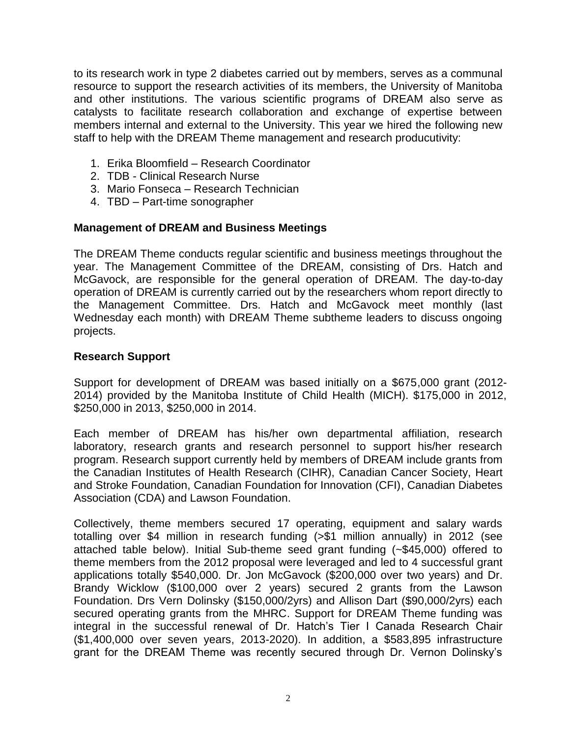to its research work in type 2 diabetes carried out by members, serves as a communal resource to support the research activities of its members, the University of Manitoba and other institutions. The various scientific programs of DREAM also serve as catalysts to facilitate research collaboration and exchange of expertise between members internal and external to the University. This year we hired the following new staff to help with the DREAM Theme management and research producutivity:

1. Erika Bloomfield – Research Coordinator
2. TDB - Clinical Research Nurse
3. Mario Fonseca – Research Technician
4. TBD – Part-time sonographer

**Management of DREAM and Business Meetings**

The DREAM Theme conducts regular scientific and business meetings throughout the year. The Management Committee of the DREAM, consisting of Drs. Hatch and McGavock, are responsible for the general operation of DREAM. The day-to-day operation of DREAM is currently carried out by the researchers whom report directly to the Management Committee. Drs. Hatch and McGavock meet monthly (last Wednesday each month) with DREAM Theme subtheme leaders to discuss ongoing projects.

**Research Support**

Support for development of DREAM was based initially on a $675,000 grant (2012-2014) provided by the Manitoba Institute of Child Health (MICH). $175,000 in 2012, $250,000 in 2013, $250,000 in 2014.

Each member of DREAM has his/her own departmental affiliation, research laboratory, research grants and research personnel to support his/her research program. Research support currently held by members of DREAM include grants from the Canadian Institutes of Health Research (CIHR), Canadian Cancer Society, Heart and Stroke Foundation, Canadian Foundation for Innovation (CFI), Canadian Diabetes Association (CDA) and Lawson Foundation.

Collectively, theme members secured 17 operating, equipment and salary wards totalling over $4 million in research funding (>$1 million annually) in 2012 (see attached table below). Initial Sub-theme seed grant funding (~$45,000) offered to theme members from the 2012 proposal were leveraged and led to 4 successful grant applications totally $540,000. Dr. Jon McGavock ($200,000 over two years) and Dr. Brandy Wicklow ($100,000 over 2 years) secured 2 grants from the Lawson Foundation. Drs Vern Dolinsky ($150,000/2yrs) and Allison Dart ($90,000/2yrs) each secured operating grants from the MHRC. Support for DREAM Theme funding was integral in the successful renewal of Dr. Hatch's Tier I Canada Research Chair ($1,400,000 over seven years, 2013-2020). In addition, a $583,895 infrastructure grant for the DREAM Theme was recently secured through Dr. Vernon Dolinsky's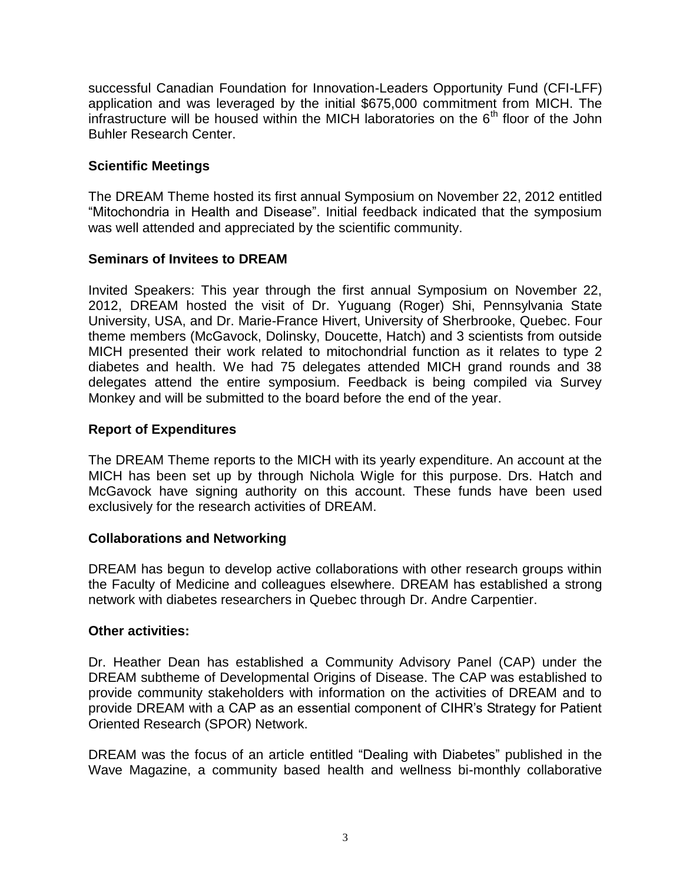successful Canadian Foundation for Innovation-Leaders Opportunity Fund (CFI-LFF) application and was leveraged by the initial $675,000 commitment from MICH. The infrastructure will be housed within the MICH laboratories on the 6th floor of the John Buhler Research Center.

**Scientific Meetings**

The DREAM Theme hosted its first annual Symposium on November 22, 2012 entitled "Mitochondria in Health and Disease". Initial feedback indicated that the symposium was well attended and appreciated by the scientific community.

**Seminars of Invitees to DREAM**

Invited Speakers: This year through the first annual Symposium on November 22, 2012, DREAM hosted the visit of Dr. Yuguang (Roger) Shi, Pennsylvania State University, USA, and Dr. Marie-France Hivert, University of Sherbrooke, Quebec. Four theme members (McGavock, Dolinsky, Doucette, Hatch) and 3 scientists from outside MICH presented their work related to mitochondrial function as it relates to type 2 diabetes and health. We had 75 delegates attended MICH grand rounds and 38 delegates attend the entire symposium. Feedback is being compiled via Survey Monkey and will be submitted to the board before the end of the year.

**Report of Expenditures**

The DREAM Theme reports to the MICH with its yearly expenditure. An account at the MICH has been set up by through Nichola Wigle for this purpose. Drs. Hatch and McGavock have signing authority on this account. These funds have been used exclusively for the research activities of DREAM.

**Collaborations and Networking**

DREAM has begun to develop active collaborations with other research groups within the Faculty of Medicine and colleagues elsewhere. DREAM has established a strong network with diabetes researchers in Quebec through Dr. Andre Carpentier.

**Other activities:**

Dr. Heather Dean has established a Community Advisory Panel (CAP) under the DREAM subtheme of Developmental Origins of Disease. The CAP was established to provide community stakeholders with information on the activities of DREAM and to provide DREAM with a CAP as an essential component of CIHR's Strategy for Patient Oriented Research (SPOR) Network.

DREAM was the focus of an article entitled "Dealing with Diabetes" published in the Wave Magazine, a community based health and wellness bi-monthly collaborative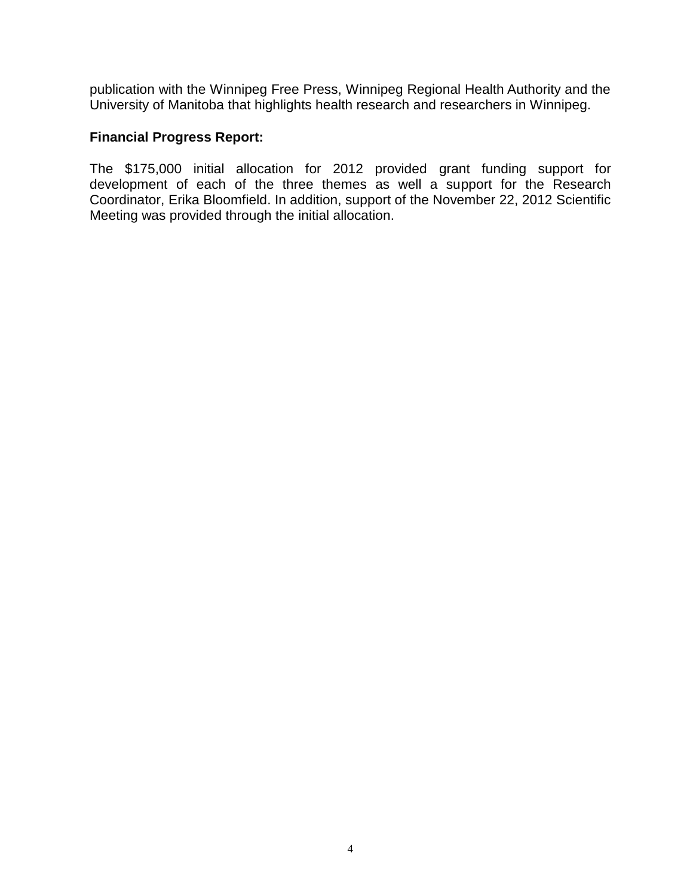publication with the Winnipeg Free Press, Winnipeg Regional Health Authority and the University of Manitoba that highlights health research and researchers in Winnipeg.

**Financial Progress Report:**

The $175,000 initial allocation for 2012 provided grant funding support for development of each of the three themes as well a support for the Research Coordinator, Erika Bloomfield. In addition, support of the November 22, 2012 Scientific Meeting was provided through the initial allocation.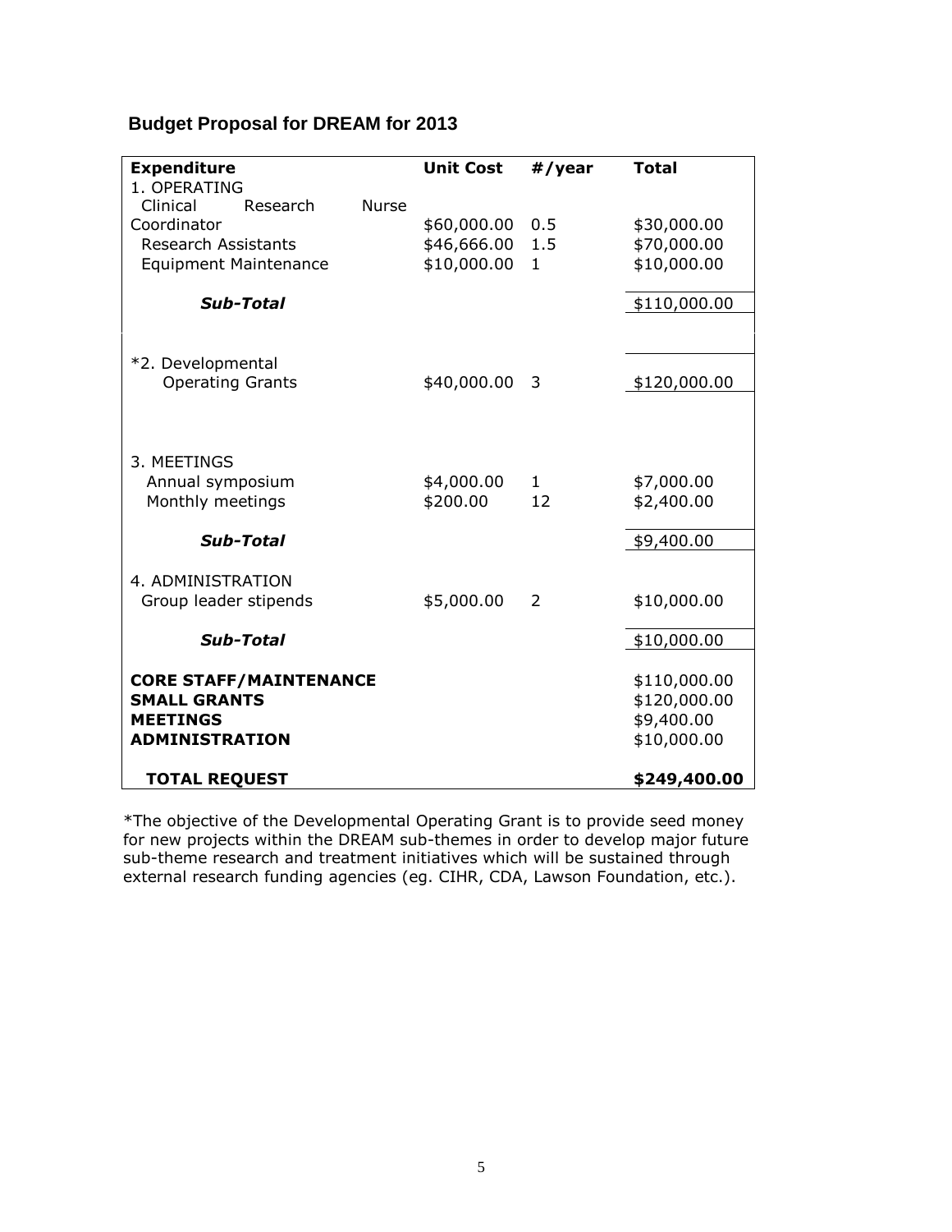## Budget Proposal for DREAM for 2013

| Expenditure | Unit Cost | #/year | Total |
|---|---|---|---|
| 1. OPERATING | | | |
| Clinical Research Nurse Coordinator | $60,000.00 | 0.5 | $30,000.00 |
| Research Assistants | $46,666.00 | 1.5 | $70,000.00 |
| Equipment Maintenance | $10,000.00 | 1 | $10,000.00 |
| ***Sub-Total*** | | | $110,000.00 |
| *2. Developmental Operating Grants | $40,000.00 | 3 | $120,000.00 |
| 3. MEETINGS | | | |
| Annual symposium | $4,000.00 | 1 | $7,000.00 |
| Monthly meetings | $200.00 | 12 | $2,400.00 |
| ***Sub-Total*** | | | $9,400.00 |
| 4. ADMINISTRATION | | | |
| Group leader stipends | $5,000.00 | 2 | $10,000.00 |
| ***Sub-Total*** | | | $10,000.00 |
| **CORE STAFF/MAINTENANCE** | | | $110,000.00 |
| **SMALL GRANTS** | | | $120,000.00 |
| **MEETINGS** | | | $9,400.00 |
| **ADMINISTRATION** | | | $10,000.00 |
| **TOTAL REQUEST** | | | **$249,400.00** |

*The objective of the Developmental Operating Grant is to provide seed money for new projects within the DREAM sub-themes in order to develop major future sub-theme research and treatment initiatives which will be sustained through external research funding agencies (eg. CIHR, CDA, Lawson Foundation, etc.).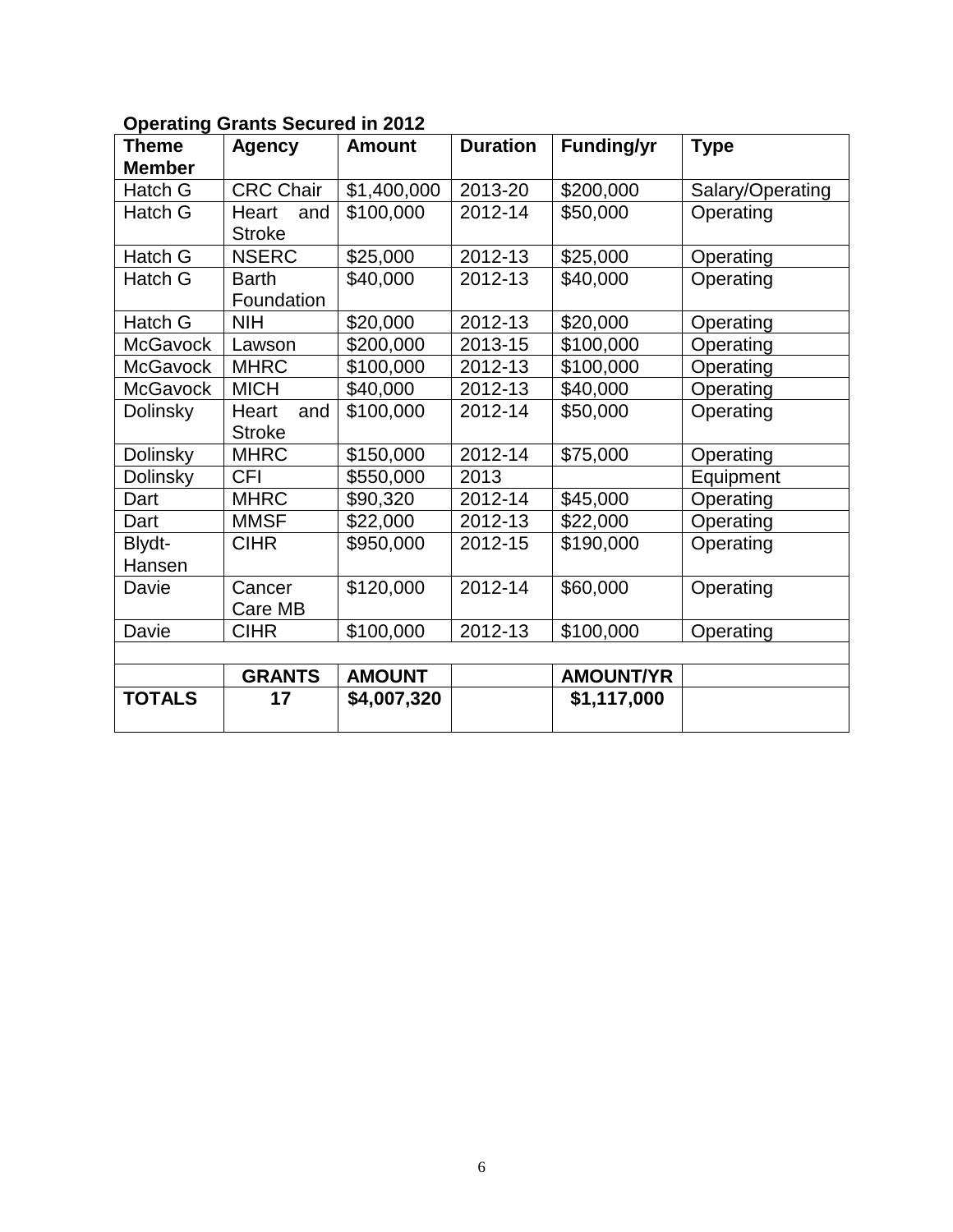**Operating Grants Secured in 2012**

| Theme Member | Agency | Amount | Duration | Funding/yr | Type |
|---|---|---|---|---|---|
| Hatch G | CRC Chair | $1,400,000 | 2013-20 | $200,000 | Salary/Operating |
| Hatch G | Heart and Stroke | $100,000 | 2012-14 | $50,000 | Operating |
| Hatch G | NSERC | $25,000 | 2012-13 | $25,000 | Operating |
| Hatch G | Barth Foundation | $40,000 | 2012-13 | $40,000 | Operating |
| Hatch G | NIH | $20,000 | 2012-13 | $20,000 | Operating |
| McGavock | Lawson | $200,000 | 2013-15 | $100,000 | Operating |
| McGavock | MHRC | $100,000 | 2012-13 | $100,000 | Operating |
| McGavock | MICH | $40,000 | 2012-13 | $40,000 | Operating |
| Dolinsky | Heart and Stroke | $100,000 | 2012-14 | $50,000 | Operating |
| Dolinsky | MHRC | $150,000 | 2012-14 | $75,000 | Operating |
| Dolinsky | CFI | $550,000 | 2013 | | Equipment |
| Dart | MHRC | $90,320 | 2012-14 | $45,000 | Operating |
| Dart | MMSF | $22,000 | 2012-13 | $22,000 | Operating |
| Blydt-Hansen | CIHR | $950,000 | 2012-15 | $190,000 | Operating |
| Davie | Cancer Care MB | $120,000 | 2012-14 | $60,000 | Operating |
| Davie | CIHR | $100,000 | 2012-13 | $100,000 | Operating |
| | | | | | |
| | **GRANTS** | **AMOUNT** | | **AMOUNT/YR** | |
| **TOTALS** | **17** | **$4,007,320** | | **$1,117,000** | |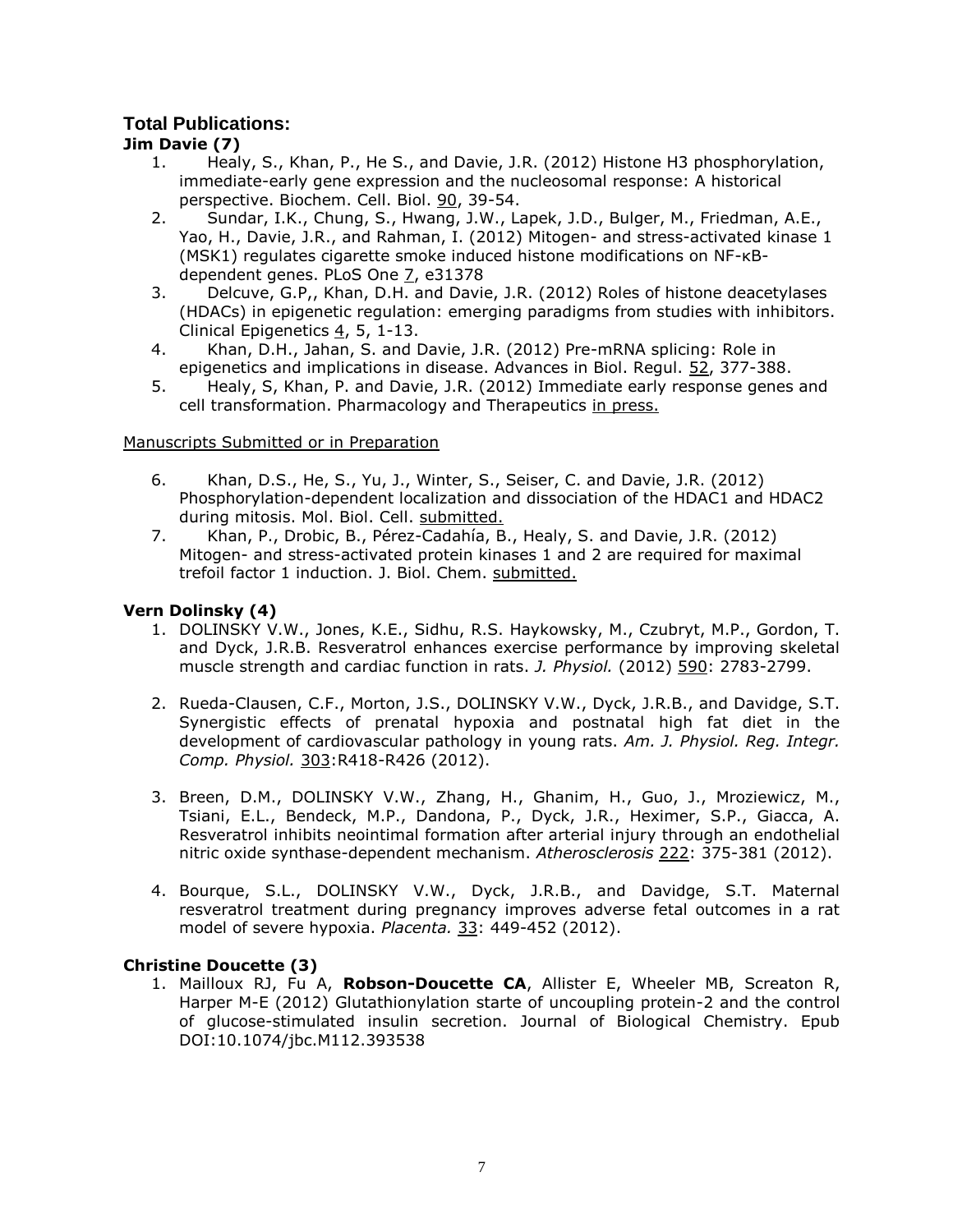## Total Publications:

**Jim Davie (7)**

1. Healy, S., Khan, P., He S., and Davie, J.R. (2012) Histone H3 phosphorylation, immediate-early gene expression and the nucleosomal response: A historical perspective. Biochem. Cell. Biol. 90, 39-54.
2. Sundar, I.K., Chung, S., Hwang, J.W., Lapek, J.D., Bulger, M., Friedman, A.E., Yao, H., Davie, J.R., and Rahman, I. (2012) Mitogen- and stress-activated kinase 1 (MSK1) regulates cigarette smoke induced histone modifications on NF-κB-dependent genes. PLoS One 7, e31378
3. Delcuve, G.P,, Khan, D.H. and Davie, J.R. (2012) Roles of histone deacetylases (HDACs) in epigenetic regulation: emerging paradigms from studies with inhibitors. Clinical Epigenetics 4, 5, 1-13.
4. Khan, D.H., Jahan, S. and Davie, J.R. (2012) Pre-mRNA splicing: Role in epigenetics and implications in disease. Advances in Biol. Regul. 52, 377-388.
5. Healy, S, Khan, P. and Davie, J.R. (2012) Immediate early response genes and cell transformation. Pharmacology and Therapeutics in press.

Manuscripts Submitted or in Preparation

6. Khan, D.S., He, S., Yu, J., Winter, S., Seiser, C. and Davie, J.R. (2012) Phosphorylation-dependent localization and dissociation of the HDAC1 and HDAC2 during mitosis. Mol. Biol. Cell. submitted.
7. Khan, P., Drobic, B., Pérez-Cadahía, B., Healy, S. and Davie, J.R. (2012) Mitogen- and stress-activated protein kinases 1 and 2 are required for maximal trefoil factor 1 induction. J. Biol. Chem. submitted.

**Vern Dolinsky (4)**

1. DOLINSKY V.W., Jones, K.E., Sidhu, R.S. Haykowsky, M., Czubryt, M.P., Gordon, T. and Dyck, J.R.B. Resveratrol enhances exercise performance by improving skeletal muscle strength and cardiac function in rats. *J. Physiol.* (2012) 590: 2783-2799.
2. Rueda-Clausen, C.F., Morton, J.S., DOLINSKY V.W., Dyck, J.R.B., and Davidge, S.T. Synergistic effects of prenatal hypoxia and postnatal high fat diet in the development of cardiovascular pathology in young rats. *Am. J. Physiol. Reg. Integr. Comp. Physiol.* 303:R418-R426 (2012).
3. Breen, D.M., DOLINSKY V.W., Zhang, H., Ghanim, H., Guo, J., Mroziewicz, M., Tsiani, E.L., Bendeck, M.P., Dandona, P., Dyck, J.R., Heximer, S.P., Giacca, A. Resveratrol inhibits neointimal formation after arterial injury through an endothelial nitric oxide synthase-dependent mechanism. *Atherosclerosis* 222: 375-381 (2012).
4. Bourque, S.L., DOLINSKY V.W., Dyck, J.R.B., and Davidge, S.T. Maternal resveratrol treatment during pregnancy improves adverse fetal outcomes in a rat model of severe hypoxia. *Placenta.* 33: 449-452 (2012).

**Christine Doucette (3)**

1. Mailloux RJ, Fu A, **Robson-Doucette CA**, Allister E, Wheeler MB, Screaton R, Harper M-E (2012) Glutathionylation starte of uncoupling protein-2 and the control of glucose-stimulated insulin secretion. Journal of Biological Chemistry. Epub DOI:10.1074/jbc.M112.393538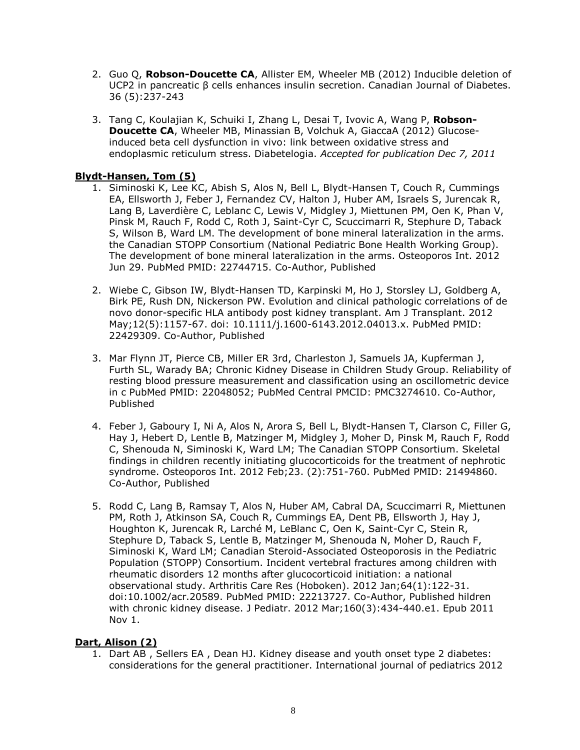2. Guo Q, **Robson-Doucette CA**, Allister EM, Wheeler MB (2012) Inducible deletion of UCP2 in pancreatic β cells enhances insulin secretion. Canadian Journal of Diabetes. 36 (5):237-243

3. Tang C, Koulajian K, Schuiki I, Zhang L, Desai T, Ivovic A, Wang P, **Robson-Doucette CA**, Wheeler MB, Minassian B, Volchuk A, GiaccaA (2012) Glucose-induced beta cell dysfunction in vivo: link between oxidative stress and endoplasmic reticulum stress. Diabetelogia. *Accepted for publication Dec 7, 2011*

**Blydt-Hansen, Tom (5)**

1. Siminoski K, Lee KC, Abish S, Alos N, Bell L, Blydt-Hansen T, Couch R, Cummings EA, Ellsworth J, Feber J, Fernandez CV, Halton J, Huber AM, Israels S, Jurencak R, Lang B, Laverdière C, Leblanc C, Lewis V, Midgley J, Miettunen PM, Oen K, Phan V, Pinsk M, Rauch F, Rodd C, Roth J, Saint-Cyr C, Scuccimarri R, Stephure D, Taback S, Wilson B, Ward LM. The development of bone mineral lateralization in the arms. the Canadian STOPP Consortium (National Pediatric Bone Health Working Group). The development of bone mineral lateralization in the arms. Osteoporos Int. 2012 Jun 29. PubMed PMID: 22744715. Co-Author, Published

2. Wiebe C, Gibson IW, Blydt-Hansen TD, Karpinski M, Ho J, Storsley LJ, Goldberg A, Birk PE, Rush DN, Nickerson PW. Evolution and clinical pathologic correlations of de novo donor-specific HLA antibody post kidney transplant. Am J Transplant. 2012 May;12(5):1157-67. doi: 10.1111/j.1600-6143.2012.04013.x. PubMed PMID: 22429309. Co-Author, Published

3. Mar Flynn JT, Pierce CB, Miller ER 3rd, Charleston J, Samuels JA, Kupferman J, Furth SL, Warady BA; Chronic Kidney Disease in Children Study Group. Reliability of resting blood pressure measurement and classification using an oscillometric device in c PubMed PMID: 22048052; PubMed Central PMCID: PMC3274610. Co-Author, Published

4. Feber J, Gaboury I, Ni A, Alos N, Arora S, Bell L, Blydt-Hansen T, Clarson C, Filler G, Hay J, Hebert D, Lentle B, Matzinger M, Midgley J, Moher D, Pinsk M, Rauch F, Rodd C, Shenouda N, Siminoski K, Ward LM; The Canadian STOPP Consortium. Skeletal findings in children recently initiating glucocorticoids for the treatment of nephrotic syndrome. Osteoporos Int. 2012 Feb;23. (2):751-760. PubMed PMID: 21494860. Co-Author, Published

5. Rodd C, Lang B, Ramsay T, Alos N, Huber AM, Cabral DA, Scuccimarri R, Miettunen PM, Roth J, Atkinson SA, Couch R, Cummings EA, Dent PB, Ellsworth J, Hay J, Houghton K, Jurencak R, Larché M, LeBlanc C, Oen K, Saint-Cyr C, Stein R, Stephure D, Taback S, Lentle B, Matzinger M, Shenouda N, Moher D, Rauch F, Siminoski K, Ward LM; Canadian Steroid-Associated Osteoporosis in the Pediatric Population (STOPP) Consortium. Incident vertebral fractures among children with rheumatic disorders 12 months after glucocorticoid initiation: a national observational study. Arthritis Care Res (Hoboken). 2012 Jan;64(1):122-31. doi:10.1002/acr.20589. PubMed PMID: 22213727. Co-Author, Published hildren with chronic kidney disease. J Pediatr. 2012 Mar;160(3):434-440.e1. Epub 2011 Nov 1.

**Dart, Alison (2)**

1. Dart AB , Sellers EA , Dean HJ. Kidney disease and youth onset type 2 diabetes: considerations for the general practitioner. International journal of pediatrics 2012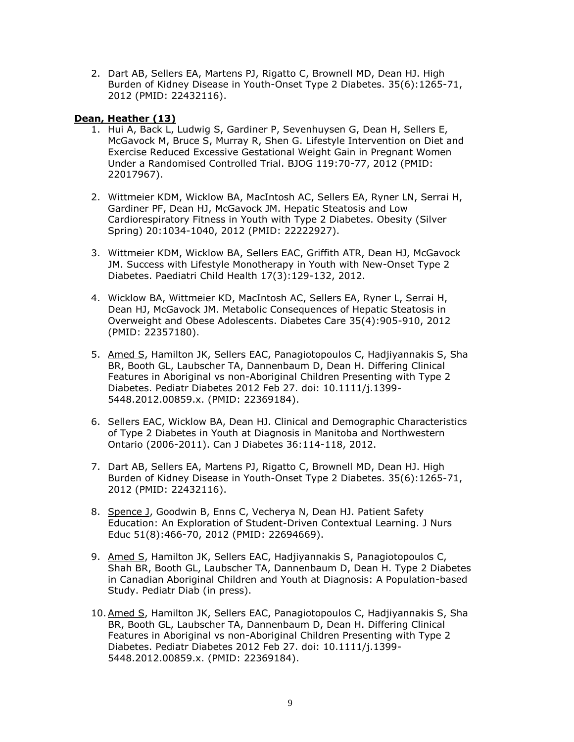2. Dart AB, Sellers EA, Martens PJ, Rigatto C, Brownell MD, Dean HJ. High Burden of Kidney Disease in Youth-Onset Type 2 Diabetes. 35(6):1265-71, 2012 (PMID: 22432116).

**Dean, Heather (13)**

1. Hui A, Back L, Ludwig S, Gardiner P, Sevenhuysen G, Dean H, Sellers E, McGavock M, Bruce S, Murray R, Shen G. Lifestyle Intervention on Diet and Exercise Reduced Excessive Gestational Weight Gain in Pregnant Women Under a Randomised Controlled Trial. BJOG 119:70-77, 2012 (PMID: 22017967).

2. Wittmeier KDM, Wicklow BA, MacIntosh AC, Sellers EA, Ryner LN, Serrai H, Gardiner PF, Dean HJ, McGavock JM. Hepatic Steatosis and Low Cardiorespiratory Fitness in Youth with Type 2 Diabetes. Obesity (Silver Spring) 20:1034-1040, 2012 (PMID: 22222927).

3. Wittmeier KDM, Wicklow BA, Sellers EAC, Griffith ATR, Dean HJ, McGavock JM. Success with Lifestyle Monotherapy in Youth with New-Onset Type 2 Diabetes. Paediatri Child Health 17(3):129-132, 2012.

4. Wicklow BA, Wittmeier KD, MacIntosh AC, Sellers EA, Ryner L, Serrai H, Dean HJ, McGavock JM. Metabolic Consequences of Hepatic Steatosis in Overweight and Obese Adolescents. Diabetes Care 35(4):905-910, 2012 (PMID: 22357180).

5. Amed S, Hamilton JK, Sellers EAC, Panagiotopoulos C, Hadjiyannakis S, Sha BR, Booth GL, Laubscher TA, Dannenbaum D, Dean H. Differing Clinical Features in Aboriginal vs non-Aboriginal Children Presenting with Type 2 Diabetes. Pediatr Diabetes 2012 Feb 27. doi: 10.1111/j.1399-5448.2012.00859.x. (PMID: 22369184).

6. Sellers EAC, Wicklow BA, Dean HJ. Clinical and Demographic Characteristics of Type 2 Diabetes in Youth at Diagnosis in Manitoba and Northwestern Ontario (2006-2011). Can J Diabetes 36:114-118, 2012.

7. Dart AB, Sellers EA, Martens PJ, Rigatto C, Brownell MD, Dean HJ. High Burden of Kidney Disease in Youth-Onset Type 2 Diabetes. 35(6):1265-71, 2012 (PMID: 22432116).

8. Spence J, Goodwin B, Enns C, Vecherya N, Dean HJ. Patient Safety Education: An Exploration of Student-Driven Contextual Learning. J Nurs Educ 51(8):466-70, 2012 (PMID: 22694669).

9. Amed S, Hamilton JK, Sellers EAC, Hadjiyannakis S, Panagiotopoulos C, Shah BR, Booth GL, Laubscher TA, Dannenbaum D, Dean H. Type 2 Diabetes in Canadian Aboriginal Children and Youth at Diagnosis: A Population-based Study. Pediatr Diab (in press).

10. Amed S, Hamilton JK, Sellers EAC, Panagiotopoulos C, Hadjiyannakis S, Sha BR, Booth GL, Laubscher TA, Dannenbaum D, Dean H. Differing Clinical Features in Aboriginal vs non-Aboriginal Children Presenting with Type 2 Diabetes. Pediatr Diabetes 2012 Feb 27. doi: 10.1111/j.1399-5448.2012.00859.x. (PMID: 22369184).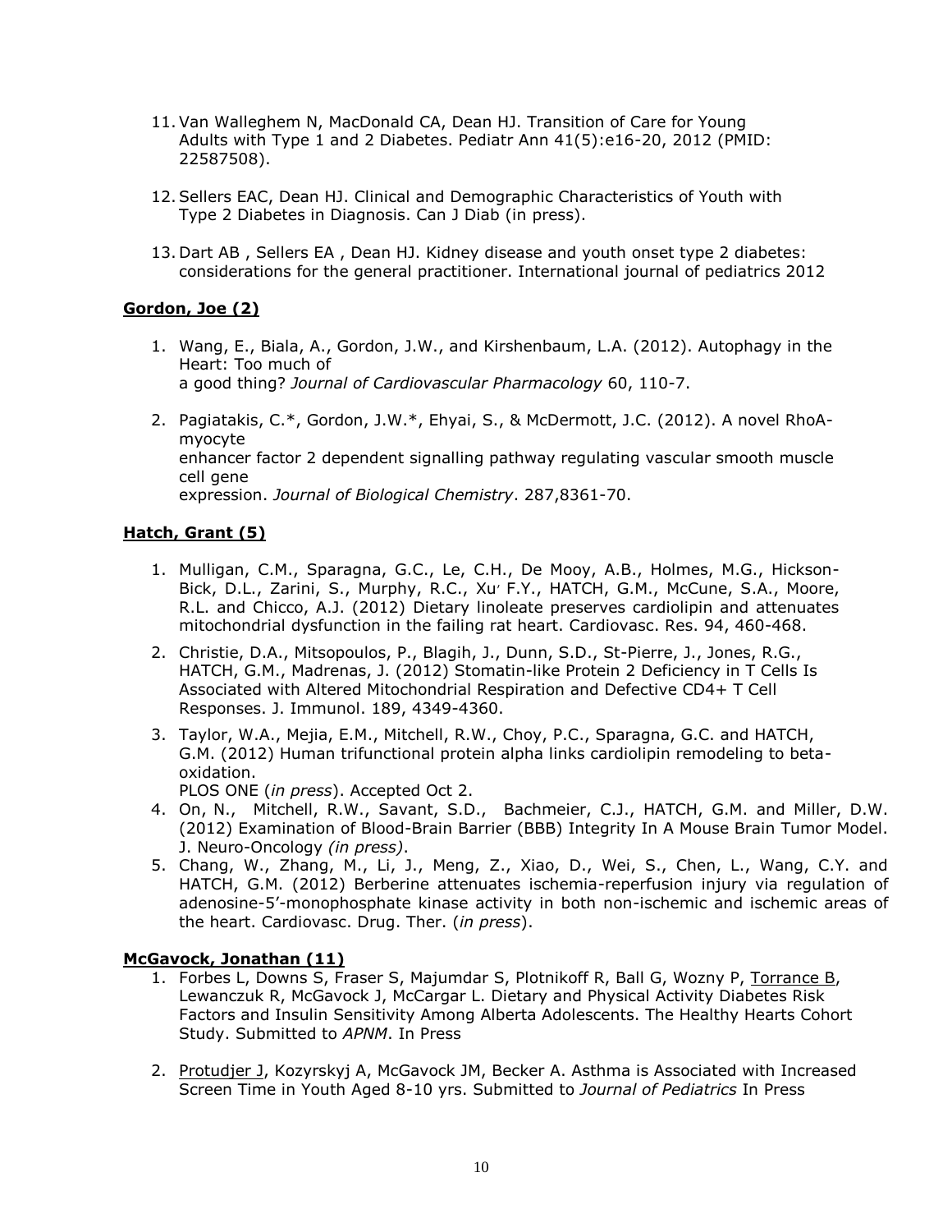11. Van Walleghem N, MacDonald CA, Dean HJ. Transition of Care for Young Adults with Type 1 and 2 Diabetes. Pediatr Ann 41(5):e16-20, 2012 (PMID: 22587508).

12. Sellers EAC, Dean HJ. Clinical and Demographic Characteristics of Youth with Type 2 Diabetes in Diagnosis. Can J Diab (in press).

13. Dart AB , Sellers EA , Dean HJ. Kidney disease and youth onset type 2 diabetes: considerations for the general practitioner. International journal of pediatrics 2012

**<u>Gordon, Joe (2)</u>**

1. Wang, E., Biala, A., Gordon, J.W., and Kirshenbaum, L.A. (2012). Autophagy in the Heart: Too much of a good thing? *Journal of Cardiovascular Pharmacology* 60, 110-7.

2. Pagiatakis, C.*, Gordon, J.W.*, Ehyai, S., & McDermott, J.C. (2012). A novel RhoA-myocyte enhancer factor 2 dependent signalling pathway regulating vascular smooth muscle cell gene expression. *Journal of Biological Chemistry*. 287,8361-70.

**<u>Hatch, Grant (5)</u>**

1. Mulligan, C.M., Sparagna, G.C., Le, C.H., De Mooy, A.B., Holmes, M.G., Hickson-Bick, D.L., Zarini, S., Murphy, R.C., Xu' F.Y., HATCH, G.M., McCune, S.A., Moore, R.L. and Chicco, A.J. (2012) Dietary linoleate preserves cardiolipin and attenuates mitochondrial dysfunction in the failing rat heart. Cardiovasc. Res. 94, 460-468.
2. Christie, D.A., Mitsopoulos, P., Blagih, J., Dunn, S.D., St-Pierre, J., Jones, R.G., HATCH, G.M., Madrenas, J. (2012) Stomatin-like Protein 2 Deficiency in T Cells Is Associated with Altered Mitochondrial Respiration and Defective CD4+ T Cell Responses. J. Immunol. 189, 4349-4360.
3. Taylor, W.A., Mejia, E.M., Mitchell, R.W., Choy, P.C., Sparagna, G.C. and HATCH, G.M. (2012) Human trifunctional protein alpha links cardiolipin remodeling to beta-oxidation. PLOS ONE (*in press*). Accepted Oct 2.
4. On, N., Mitchell, R.W., Savant, S.D., Bachmeier, C.J., HATCH, G.M. and Miller, D.W. (2012) Examination of Blood-Brain Barrier (BBB) Integrity In A Mouse Brain Tumor Model. J. Neuro-Oncology *(in press)*.
5. Chang, W., Zhang, M., Li, J., Meng, Z., Xiao, D., Wei, S., Chen, L., Wang, C.Y. and HATCH, G.M. (2012) Berberine attenuates ischemia-reperfusion injury via regulation of adenosine-5′-monophosphate kinase activity in both non-ischemic and ischemic areas of the heart. Cardiovasc. Drug. Ther. (*in press*).

**<u>McGavock, Jonathan (11)</u>**

1. Forbes L, Downs S, Fraser S, Majumdar S, Plotnikoff R, Ball G, Wozny P, <u>Torrance B</u>, Lewanczuk R, McGavock J, McCargar L. Dietary and Physical Activity Diabetes Risk Factors and Insulin Sensitivity Among Alberta Adolescents. The Healthy Hearts Cohort Study. Submitted to *APNM*. In Press

2. <u>Protudjer J</u>, Kozyrskyj A, McGavock JM, Becker A. Asthma is Associated with Increased Screen Time in Youth Aged 8-10 yrs. Submitted to *Journal of Pediatrics* In Press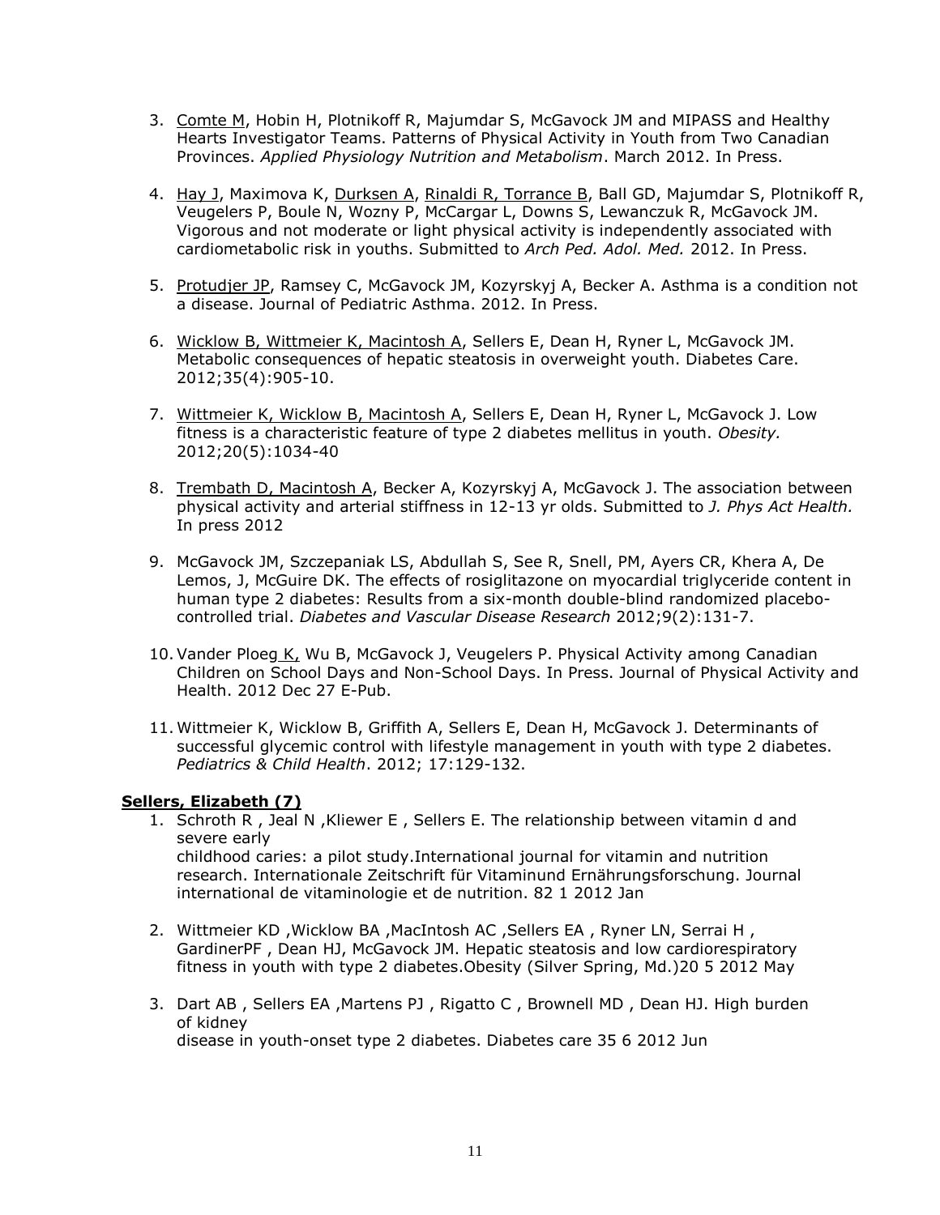3. Comte M, Hobin H, Plotnikoff R, Majumdar S, McGavock JM and MIPASS and Healthy Hearts Investigator Teams. Patterns of Physical Activity in Youth from Two Canadian Provinces. *Applied Physiology Nutrition and Metabolism*. March 2012. In Press.

4. Hay J, Maximova K, Durksen A, Rinaldi R, Torrance B, Ball GD, Majumdar S, Plotnikoff R, Veugelers P, Boule N, Wozny P, McCargar L, Downs S, Lewanczuk R, McGavock JM. Vigorous and not moderate or light physical activity is independently associated with cardiometabolic risk in youths. Submitted to *Arch Ped. Adol. Med.* 2012. In Press.

5. Protudjer JP, Ramsey C, McGavock JM, Kozyrskyj A, Becker A. Asthma is a condition not a disease. Journal of Pediatric Asthma. 2012. In Press.

6. Wicklow B, Wittmeier K, Macintosh A, Sellers E, Dean H, Ryner L, McGavock JM. Metabolic consequences of hepatic steatosis in overweight youth. Diabetes Care. 2012;35(4):905-10.

7. Wittmeier K, Wicklow B, Macintosh A, Sellers E, Dean H, Ryner L, McGavock J. Low fitness is a characteristic feature of type 2 diabetes mellitus in youth. *Obesity.* 2012;20(5):1034-40

8. Trembath D, Macintosh A, Becker A, Kozyrskyj A, McGavock J. The association between physical activity and arterial stiffness in 12-13 yr olds. Submitted to *J. Phys Act Health.* In press 2012

9. McGavock JM, Szczepaniak LS, Abdullah S, See R, Snell, PM, Ayers CR, Khera A, De Lemos, J, McGuire DK. The effects of rosiglitazone on myocardial triglyceride content in human type 2 diabetes: Results from a six-month double-blind randomized placebo-controlled trial. *Diabetes and Vascular Disease Research* 2012;9(2):131-7.

10. Vander Ploeg K, Wu B, McGavock J, Veugelers P. Physical Activity among Canadian Children on School Days and Non-School Days. In Press. Journal of Physical Activity and Health. 2012 Dec 27 E-Pub.

11. Wittmeier K, Wicklow B, Griffith A, Sellers E, Dean H, McGavock J. Determinants of successful glycemic control with lifestyle management in youth with type 2 diabetes. *Pediatrics & Child Health*. 2012; 17:129-132.

**Sellers, Elizabeth (7)**

1. Schroth R , Jeal N ,Kliewer E , Sellers E. The relationship between vitamin d and severe early childhood caries: a pilot study.International journal for vitamin and nutrition research. Internationale Zeitschrift für Vitaminund Ernährungsforschung. Journal international de vitaminologie et de nutrition. 82 1 2012 Jan

2. Wittmeier KD ,Wicklow BA ,MacIntosh AC ,Sellers EA , Ryner LN, Serrai H , GardinerPF , Dean HJ, McGavock JM. Hepatic steatosis and low cardiorespiratory fitness in youth with type 2 diabetes.Obesity (Silver Spring, Md.)20 5 2012 May

3. Dart AB , Sellers EA ,Martens PJ , Rigatto C , Brownell MD , Dean HJ. High burden of kidney disease in youth-onset type 2 diabetes. Diabetes care 35 6 2012 Jun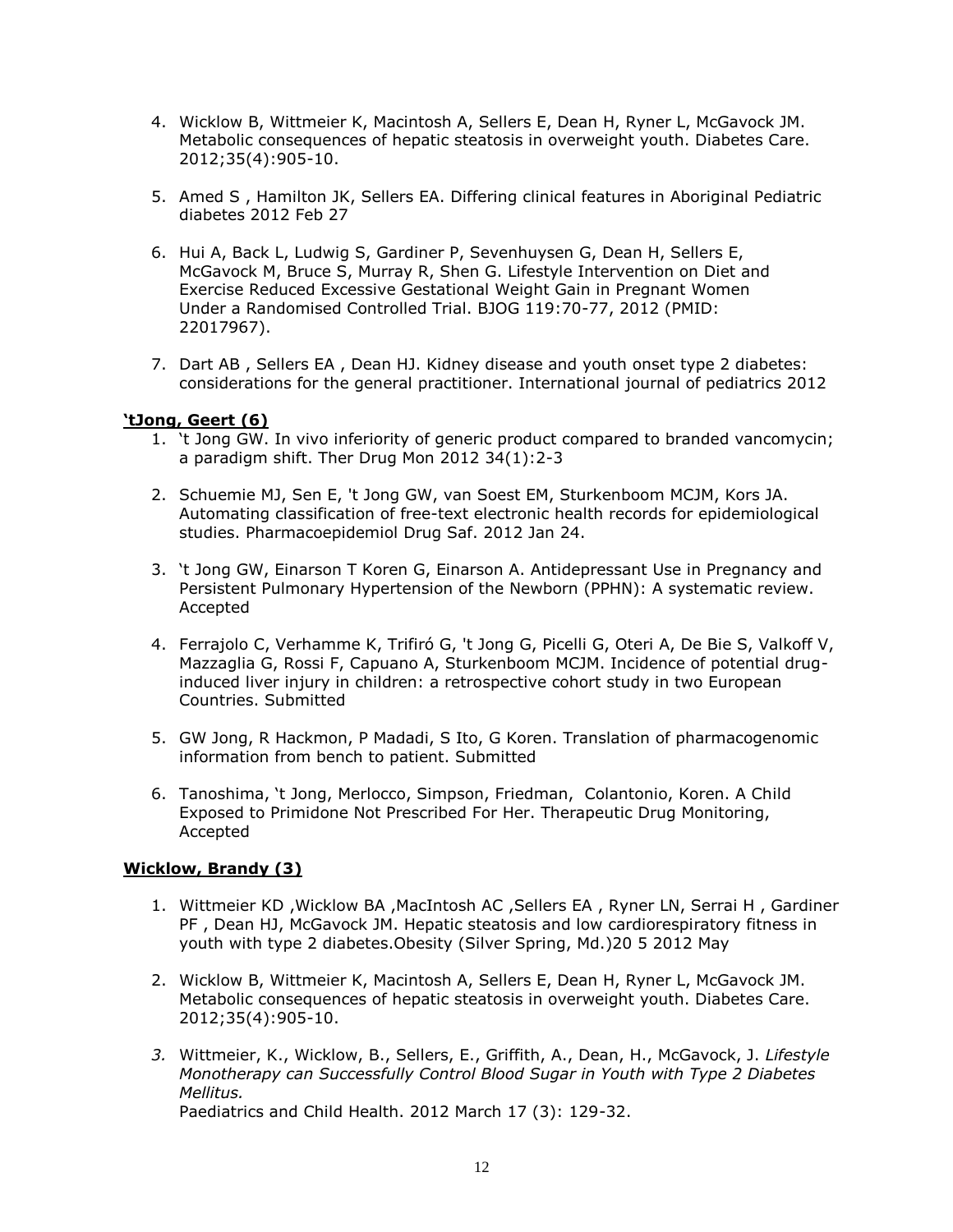4. Wicklow B, Wittmeier K, Macintosh A, Sellers E, Dean H, Ryner L, McGavock JM. Metabolic consequences of hepatic steatosis in overweight youth. Diabetes Care. 2012;35(4):905-10.

5. Amed S , Hamilton JK, Sellers EA. Differing clinical features in Aboriginal Pediatric diabetes 2012 Feb 27

6. Hui A, Back L, Ludwig S, Gardiner P, Sevenhuysen G, Dean H, Sellers E, McGavock M, Bruce S, Murray R, Shen G. Lifestyle Intervention on Diet and Exercise Reduced Excessive Gestational Weight Gain in Pregnant Women Under a Randomised Controlled Trial. BJOG 119:70-77, 2012 (PMID: 22017967).

7. Dart AB , Sellers EA , Dean HJ. Kidney disease and youth onset type 2 diabetes: considerations for the general practitioner. International journal of pediatrics 2012

**'tJong, Geert (6)**

1. 't Jong GW. In vivo inferiority of generic product compared to branded vancomycin; a paradigm shift. Ther Drug Mon 2012 34(1):2-3

2. Schuemie MJ, Sen E, 't Jong GW, van Soest EM, Sturkenboom MCJM, Kors JA. Automating classification of free-text electronic health records for epidemiological studies. Pharmacoepidemiol Drug Saf. 2012 Jan 24.

3. 't Jong GW, Einarson T Koren G, Einarson A. Antidepressant Use in Pregnancy and Persistent Pulmonary Hypertension of the Newborn (PPHN): A systematic review. Accepted

4. Ferrajolo C, Verhamme K, Trifiró G, 't Jong G, Picelli G, Oteri A, De Bie S, Valkoff V, Mazzaglia G, Rossi F, Capuano A, Sturkenboom MCJM. Incidence of potential drug-induced liver injury in children: a retrospective cohort study in two European Countries. Submitted

5. GW Jong, R Hackmon, P Madadi, S Ito, G Koren. Translation of pharmacogenomic information from bench to patient. Submitted

6. Tanoshima, 't Jong, Merlocco, Simpson, Friedman, Colantonio, Koren. A Child Exposed to Primidone Not Prescribed For Her. Therapeutic Drug Monitoring, Accepted

**Wicklow, Brandy (3)**

1. Wittmeier KD ,Wicklow BA ,MacIntosh AC ,Sellers EA , Ryner LN, Serrai H , Gardiner PF , Dean HJ, McGavock JM. Hepatic steatosis and low cardiorespiratory fitness in youth with type 2 diabetes.Obesity (Silver Spring, Md.)20 5 2012 May

2. Wicklow B, Wittmeier K, Macintosh A, Sellers E, Dean H, Ryner L, McGavock JM. Metabolic consequences of hepatic steatosis in overweight youth. Diabetes Care. 2012;35(4):905-10.

3. Wittmeier, K., Wicklow, B., Sellers, E., Griffith, A., Dean, H., McGavock, J. *Lifestyle Monotherapy can Successfully Control Blood Sugar in Youth with Type 2 Diabetes Mellitus.*
Paediatrics and Child Health. 2012 March 17 (3): 129-32.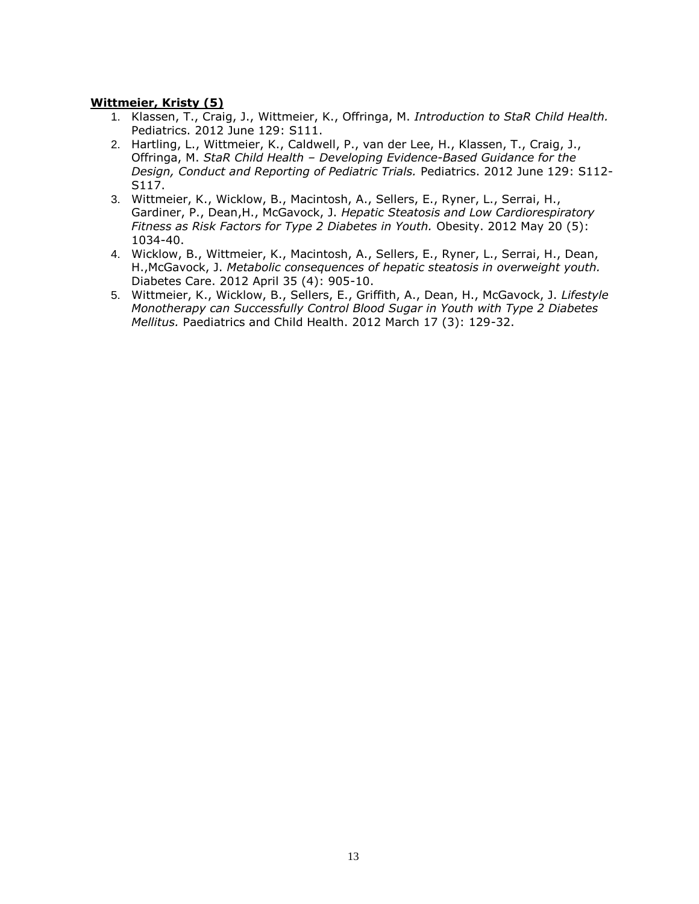**Wittmeier, Kristy (5)**

1. Klassen, T., Craig, J., Wittmeier, K., Offringa, M. *Introduction to StaR Child Health.* Pediatrics. 2012 June 129: S111.
2. Hartling, L., Wittmeier, K., Caldwell, P., van der Lee, H., Klassen, T., Craig, J., Offringa, M. *StaR Child Health – Developing Evidence-Based Guidance for the Design, Conduct and Reporting of Pediatric Trials.* Pediatrics. 2012 June 129: S112-S117.
3. Wittmeier, K., Wicklow, B., Macintosh, A., Sellers, E., Ryner, L., Serrai, H., Gardiner, P., Dean,H., McGavock, J. *Hepatic Steatosis and Low Cardiorespiratory Fitness as Risk Factors for Type 2 Diabetes in Youth.* Obesity. 2012 May 20 (5): 1034-40.
4. Wicklow, B., Wittmeier, K., Macintosh, A., Sellers, E., Ryner, L., Serrai, H., Dean, H.,McGavock, J. *Metabolic consequences of hepatic steatosis in overweight youth.* Diabetes Care. 2012 April 35 (4): 905-10.
5. Wittmeier, K., Wicklow, B., Sellers, E., Griffith, A., Dean, H., McGavock, J. *Lifestyle Monotherapy can Successfully Control Blood Sugar in Youth with Type 2 Diabetes Mellitus.* Paediatrics and Child Health. 2012 March 17 (3): 129-32.